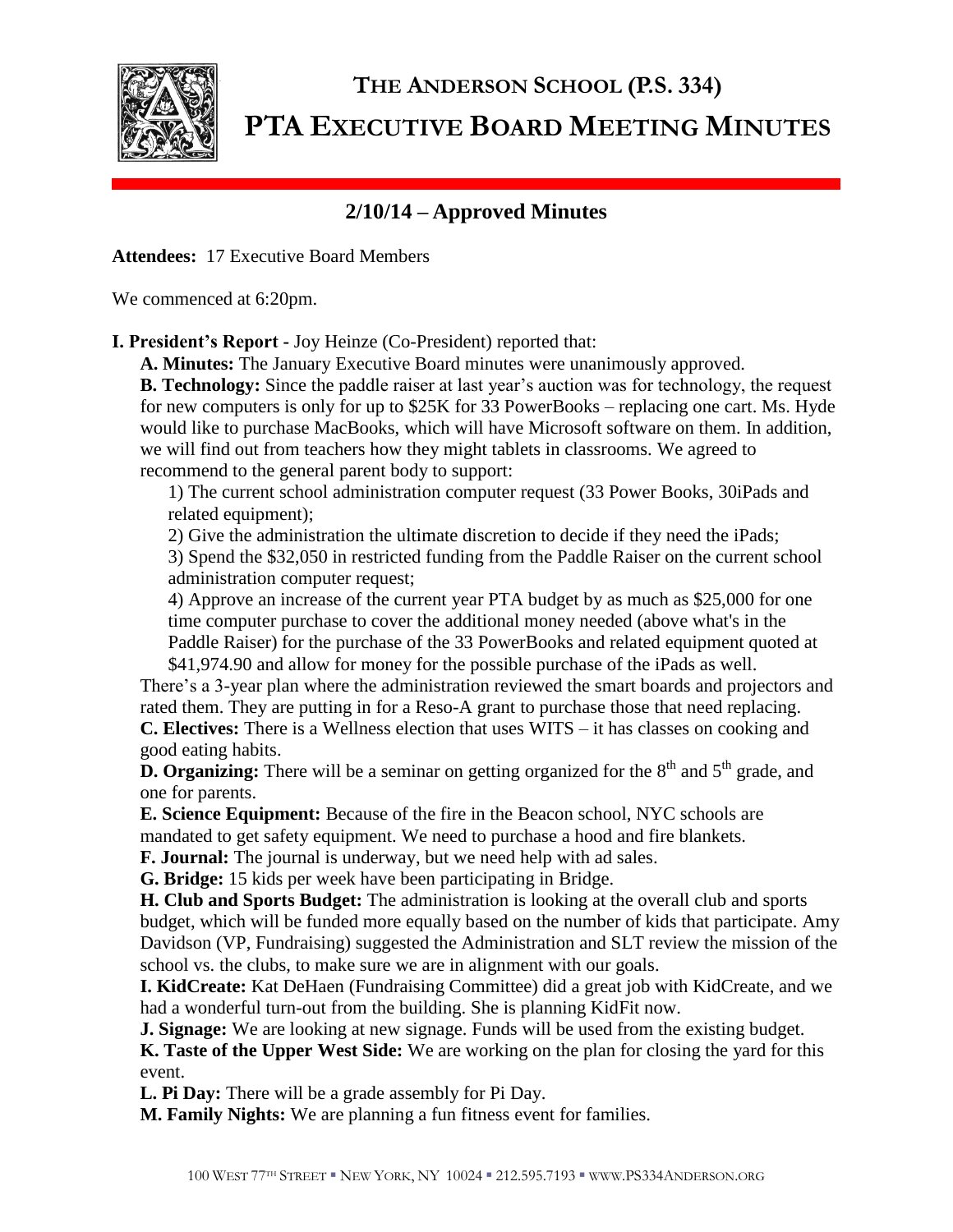# THE ANDERSON SCHOOL (P.S. 334)

# PTA EXECUTIVE BOARD MEETING MINUTES

## 2/10/14 – Approved Minutes

**Attendees:** 17 Executive Board Members

We commenced at 6:20pm.

**I. President's Report -** Joy Heinze (Co-President) reported that:

**A. Minutes:** The January Executive Board minutes were unanimously approved.

**B. Technology:** Since the paddle raiser at last year's auction was for technology, the request for new computers is only for up to $25K for 33 PowerBooks – replacing one cart. Ms. Hyde would like to purchase MacBooks, which will have Microsoft software on them. In addition, we will find out from teachers how they might tablets in classrooms. We agreed to recommend to the general parent body to support:

1) The current school administration computer request (33 Power Books, 30iPads and related equipment);

2) Give the administration the ultimate discretion to decide if they need the iPads;

3) Spend the $32,050 in restricted funding from the Paddle Raiser on the current school administration computer request;

4) Approve an increase of the current year PTA budget by as much as $25,000 for one time computer purchase to cover the additional money needed (above what's in the Paddle Raiser) for the purchase of the 33 PowerBooks and related equipment quoted at $41,974.90 and allow for money for the possible purchase of the iPads as well.

There's a 3-year plan where the administration reviewed the smart boards and projectors and rated them. They are putting in for a Reso-A grant to purchase those that need replacing.

**C. Electives:** There is a Wellness election that uses WITS – it has classes on cooking and good eating habits.

**D. Organizing:** There will be a seminar on getting organized for the 8th and 5th grade, and one for parents.

**E. Science Equipment:** Because of the fire in the Beacon school, NYC schools are mandated to get safety equipment. We need to purchase a hood and fire blankets.

**F. Journal:** The journal is underway, but we need help with ad sales.

**G. Bridge:** 15 kids per week have been participating in Bridge.

**H. Club and Sports Budget:** The administration is looking at the overall club and sports budget, which will be funded more equally based on the number of kids that participate. Amy Davidson (VP, Fundraising) suggested the Administration and SLT review the mission of the school vs. the clubs, to make sure we are in alignment with our goals.

**I. KidCreate:** Kat DeHaen (Fundraising Committee) did a great job with KidCreate, and we had a wonderful turn-out from the building. She is planning KidFit now.

**J. Signage:** We are looking at new signage. Funds will be used from the existing budget.

**K. Taste of the Upper West Side:** We are working on the plan for closing the yard for this event.

**L. Pi Day:** There will be a grade assembly for Pi Day.

**M. Family Nights:** We are planning a fun fitness event for families.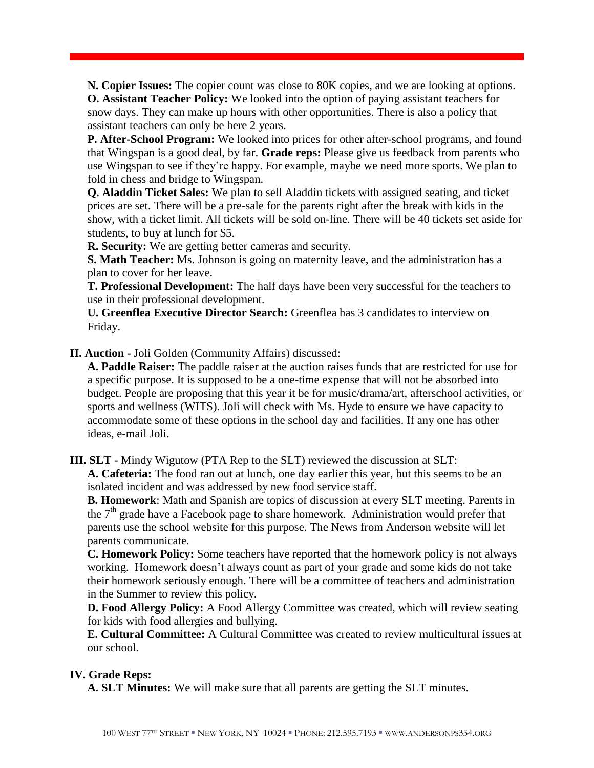**N. Copier Issues:** The copier count was close to 80K copies, and we are looking at options.

**O. Assistant Teacher Policy:** We looked into the option of paying assistant teachers for snow days. They can make up hours with other opportunities. There is also a policy that assistant teachers can only be here 2 years.

**P. After-School Program:** We looked into prices for other after-school programs, and found that Wingspan is a good deal, by far. **Grade reps:** Please give us feedback from parents who use Wingspan to see if they're happy. For example, maybe we need more sports. We plan to fold in chess and bridge to Wingspan.

**Q. Aladdin Ticket Sales:** We plan to sell Aladdin tickets with assigned seating, and ticket prices are set. There will be a pre-sale for the parents right after the break with kids in the show, with a ticket limit. All tickets will be sold on-line. There will be 40 tickets set aside for students, to buy at lunch for $5.

**R. Security:** We are getting better cameras and security.

**S. Math Teacher:** Ms. Johnson is going on maternity leave, and the administration has a plan to cover for her leave.

**T. Professional Development:** The half days have been very successful for the teachers to use in their professional development.

**U. Greenflea Executive Director Search:** Greenflea has 3 candidates to interview on Friday.

**II. Auction** - Joli Golden (Community Affairs) discussed:

**A. Paddle Raiser:** The paddle raiser at the auction raises funds that are restricted for use for a specific purpose. It is supposed to be a one-time expense that will not be absorbed into budget. People are proposing that this year it be for music/drama/art, afterschool activities, or sports and wellness (WITS). Joli will check with Ms. Hyde to ensure we have capacity to accommodate some of these options in the school day and facilities. If any one has other ideas, e-mail Joli.

**III. SLT** - Mindy Wigutow (PTA Rep to the SLT) reviewed the discussion at SLT:

**A. Cafeteria:** The food ran out at lunch, one day earlier this year, but this seems to be an isolated incident and was addressed by new food service staff.

**B. Homework**: Math and Spanish are topics of discussion at every SLT meeting. Parents in the 7th grade have a Facebook page to share homework. Administration would prefer that parents use the school website for this purpose. The News from Anderson website will let parents communicate.

**C. Homework Policy:** Some teachers have reported that the homework policy is not always working. Homework doesn't always count as part of your grade and some kids do not take their homework seriously enough. There will be a committee of teachers and administration in the Summer to review this policy.

**D. Food Allergy Policy:** A Food Allergy Committee was created, which will review seating for kids with food allergies and bullying.

**E. Cultural Committee:** A Cultural Committee was created to review multicultural issues at our school.

**IV. Grade Reps:**

**A. SLT Minutes:** We will make sure that all parents are getting the SLT minutes.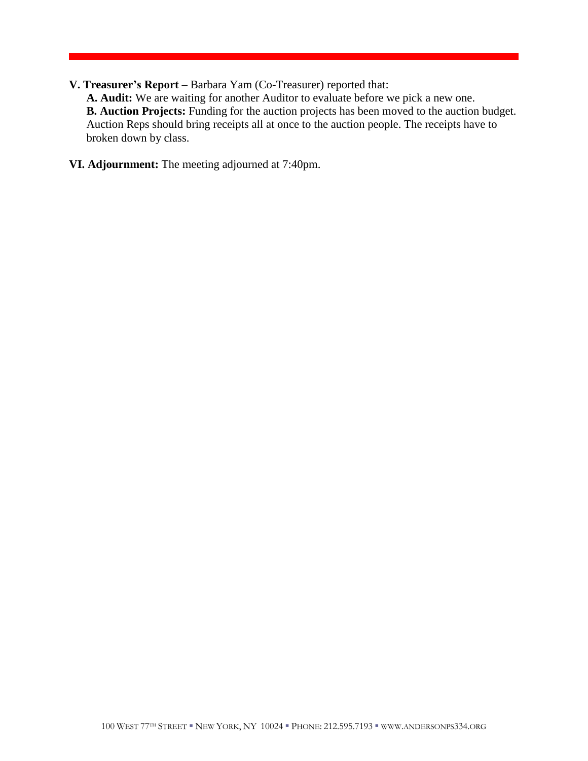**V. Treasurer's Report** – Barbara Yam (Co-Treasurer) reported that:

**A. Audit:** We are waiting for another Auditor to evaluate before we pick a new one.

**B. Auction Projects:** Funding for the auction projects has been moved to the auction budget. Auction Reps should bring receipts all at once to the auction people. The receipts have to broken down by class.

**VI. Adjournment:** The meeting adjourned at 7:40pm.